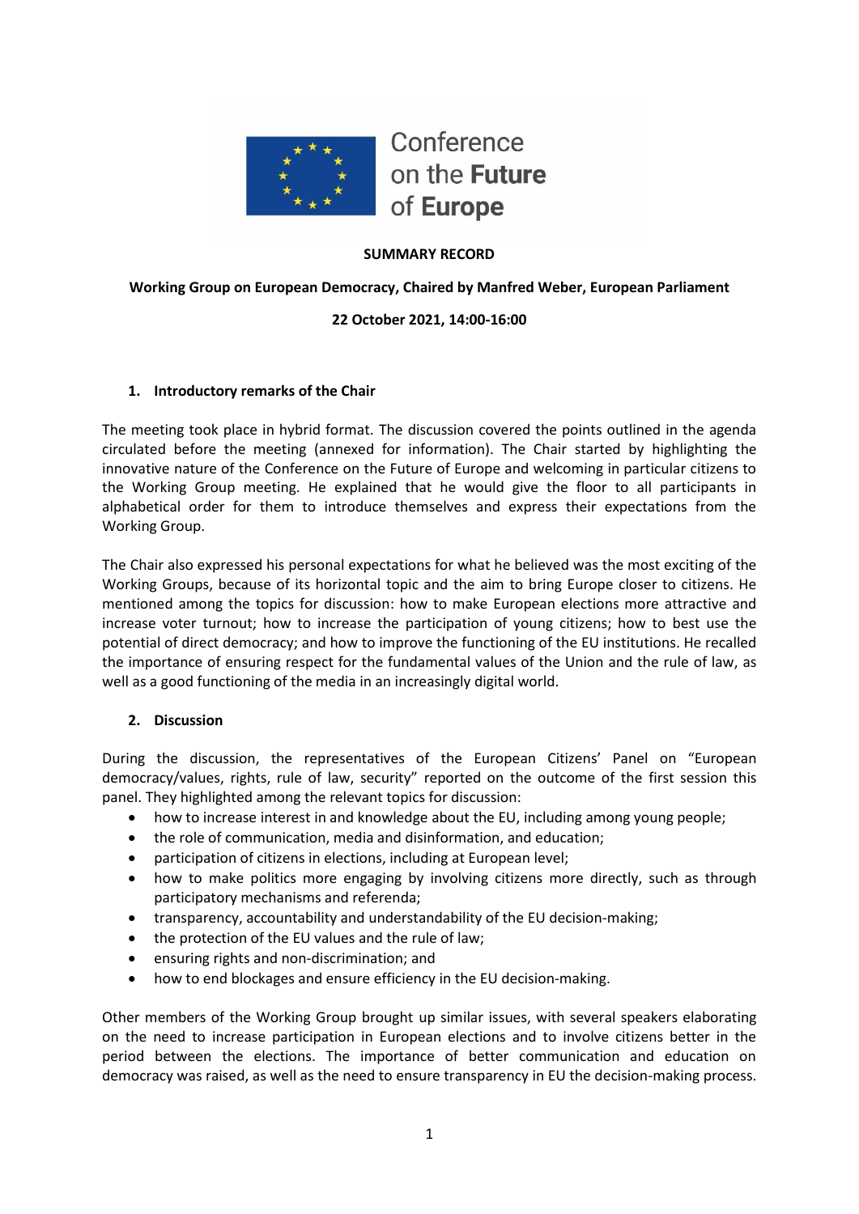Conference on the **Future** of **Europe**

**SUMMARY RECORD**

**Working Group on European Democracy, Chaired by Manfred Weber, European Parliament**

**22 October 2021, 14:00-16:00**

## 1. Introductory remarks of the Chair

The meeting took place in hybrid format. The discussion covered the points outlined in the agenda circulated before the meeting (annexed for information). The Chair started by highlighting the innovative nature of the Conference on the Future of Europe and welcoming in particular citizens to the Working Group meeting. He explained that he would give the floor to all participants in alphabetical order for them to introduce themselves and express their expectations from the Working Group.

The Chair also expressed his personal expectations for what he believed was the most exciting of the Working Groups, because of its horizontal topic and the aim to bring Europe closer to citizens. He mentioned among the topics for discussion: how to make European elections more attractive and increase voter turnout; how to increase the participation of young citizens; how to best use the potential of direct democracy; and how to improve the functioning of the EU institutions. He recalled the importance of ensuring respect for the fundamental values of the Union and the rule of law, as well as a good functioning of the media in an increasingly digital world.

## 2. Discussion

During the discussion, the representatives of the European Citizens' Panel on "European democracy/values, rights, rule of law, security" reported on the outcome of the first session this panel. They highlighted among the relevant topics for discussion:

- how to increase interest in and knowledge about the EU, including among young people;
- the role of communication, media and disinformation, and education;
- participation of citizens in elections, including at European level;
- how to make politics more engaging by involving citizens more directly, such as through participatory mechanisms and referenda;
- transparency, accountability and understandability of the EU decision-making;
- the protection of the EU values and the rule of law;
- ensuring rights and non-discrimination; and
- how to end blockages and ensure efficiency in the EU decision-making.

Other members of the Working Group brought up similar issues, with several speakers elaborating on the need to increase participation in European elections and to involve citizens better in the period between the elections. The importance of better communication and education on democracy was raised, as well as the need to ensure transparency in EU the decision-making process.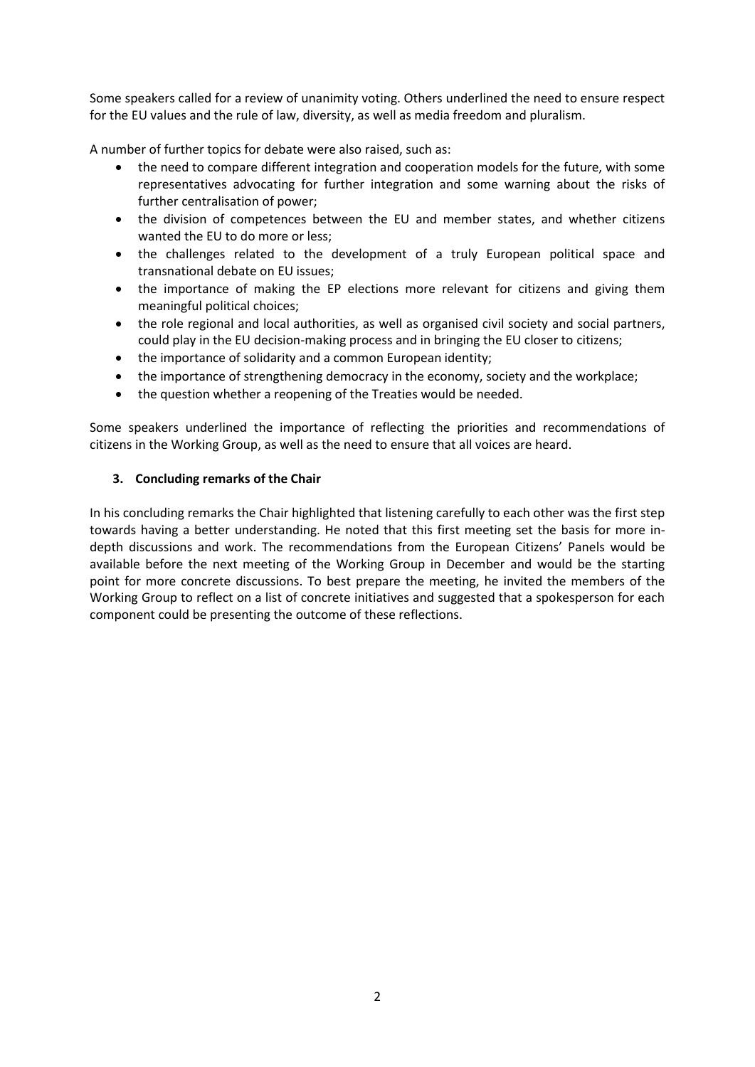Some speakers called for a review of unanimity voting. Others underlined the need to ensure respect for the EU values and the rule of law, diversity, as well as media freedom and pluralism.

A number of further topics for debate were also raised, such as:

- the need to compare different integration and cooperation models for the future, with some representatives advocating for further integration and some warning about the risks of further centralisation of power;
- the division of competences between the EU and member states, and whether citizens wanted the EU to do more or less;
- the challenges related to the development of a truly European political space and transnational debate on EU issues;
- the importance of making the EP elections more relevant for citizens and giving them meaningful political choices;
- the role regional and local authorities, as well as organised civil society and social partners, could play in the EU decision-making process and in bringing the EU closer to citizens;
- the importance of solidarity and a common European identity;
- the importance of strengthening democracy in the economy, society and the workplace;
- the question whether a reopening of the Treaties would be needed.

Some speakers underlined the importance of reflecting the priorities and recommendations of citizens in the Working Group, as well as the need to ensure that all voices are heard.

### 3. Concluding remarks of the Chair

In his concluding remarks the Chair highlighted that listening carefully to each other was the first step towards having a better understanding. He noted that this first meeting set the basis for more in-depth discussions and work. The recommendations from the European Citizens' Panels would be available before the next meeting of the Working Group in December and would be the starting point for more concrete discussions. To best prepare the meeting, he invited the members of the Working Group to reflect on a list of concrete initiatives and suggested that a spokesperson for each component could be presenting the outcome of these reflections.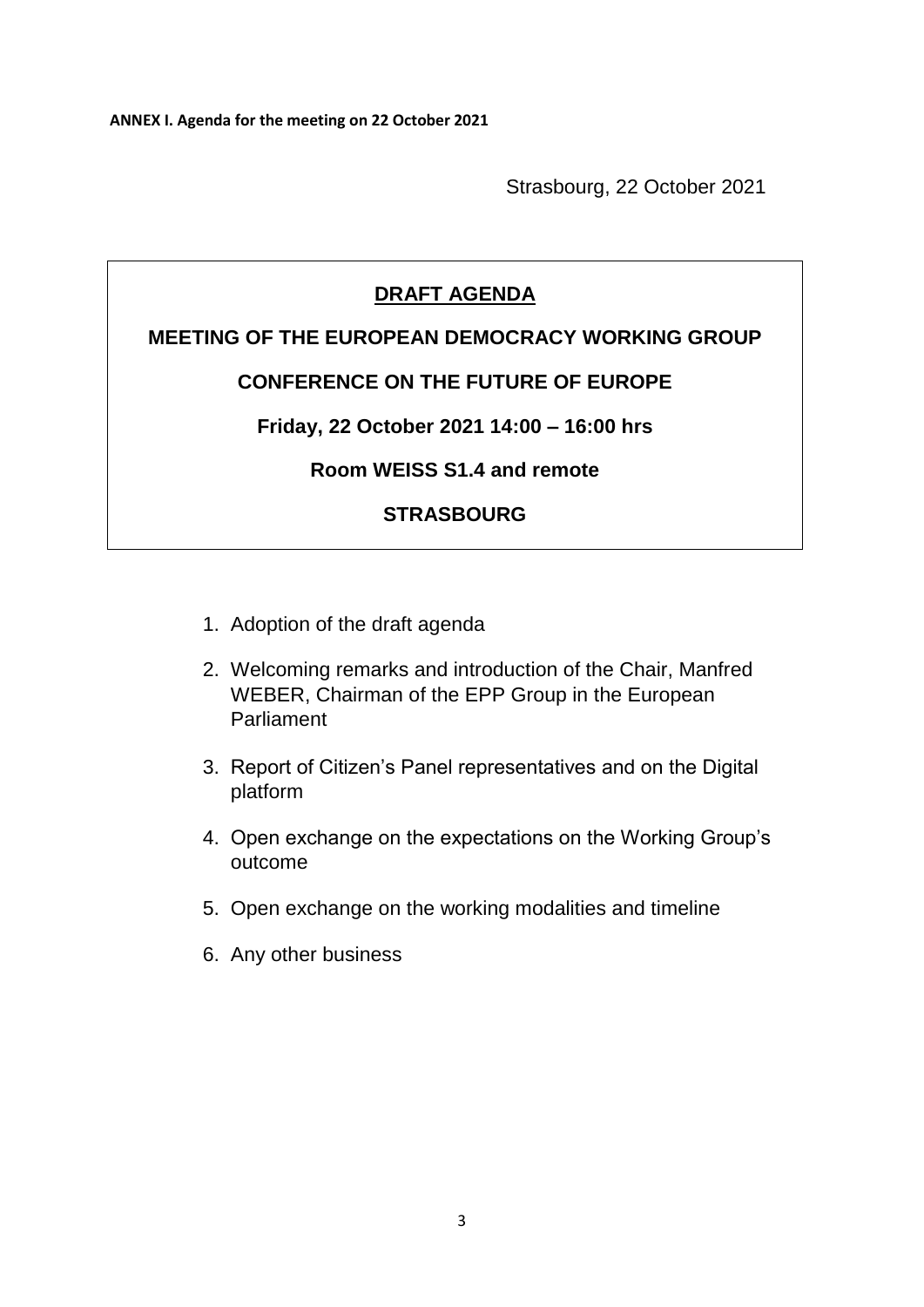**ANNEX I. Agenda for the meeting on 22 October 2021**

Strasbourg, 22 October 2021

## DRAFT AGENDA

**MEETING OF THE EUROPEAN DEMOCRACY WORKING GROUP**

**CONFERENCE ON THE FUTURE OF EUROPE**

**Friday, 22 October 2021 14:00 – 16:00 hrs**

**Room WEISS S1.4 and remote**

**STRASBOURG**

1. Adoption of the draft agenda
2. Welcoming remarks and introduction of the Chair, Manfred WEBER, Chairman of the EPP Group in the European Parliament
3. Report of Citizen's Panel representatives and on the Digital platform
4. Open exchange on the expectations on the Working Group's outcome
5. Open exchange on the working modalities and timeline
6. Any other business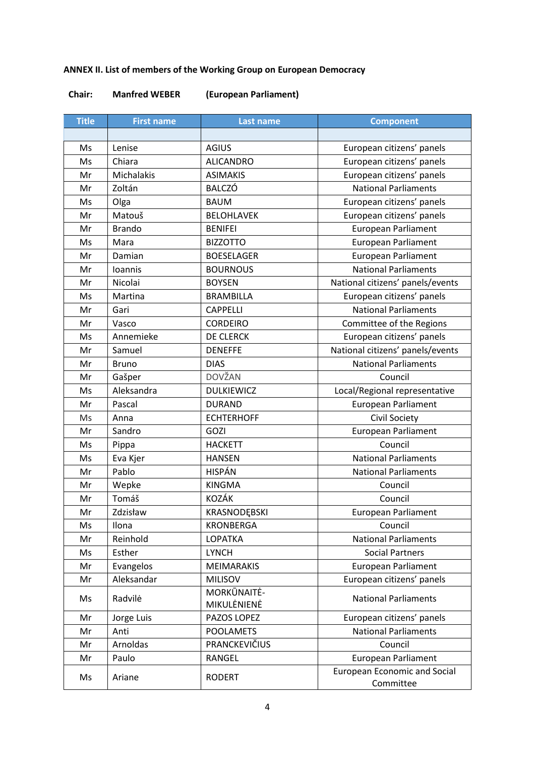**ANNEX II. List of members of the Working Group on European Democracy**

**Chair: Manfred WEBER (European Parliament)**

| Title | First name | Last name | Component |
|---|---|---|---|
| | | | |
| Ms | Lenise | AGIUS | European citizens' panels |
| Ms | Chiara | ALICANDRO | European citizens' panels |
| Mr | Michalakis | ASIMAKIS | European citizens' panels |
| Mr | Zoltán | BALCZÓ | National Parliaments |
| Ms | Olga | BAUM | European citizens' panels |
| Mr | Matouš | BELOHLAVEK | European citizens' panels |
| Mr | Brando | BENIFEI | European Parliament |
| Ms | Mara | BIZZOTTO | European Parliament |
| Mr | Damian | BOESELAGER | European Parliament |
| Mr | Ioannis | BOURNOUS | National Parliaments |
| Mr | Nicolai | BOYSEN | National citizens' panels/events |
| Ms | Martina | BRAMBILLA | European citizens' panels |
| Mr | Gari | CAPPELLI | National Parliaments |
| Mr | Vasco | CORDEIRO | Committee of the Regions |
| Ms | Annemieke | DE CLERCK | European citizens' panels |
| Mr | Samuel | DENEFFE | National citizens' panels/events |
| Mr | Bruno | DIAS | National Parliaments |
| Mr | Gašper | DOVŽAN | Council |
| Ms | Aleksandra | DULKIEWICZ | Local/Regional representative |
| Mr | Pascal | DURAND | European Parliament |
| Ms | Anna | ECHTERHOFF | Civil Society |
| Mr | Sandro | GOZI | European Parliament |
| Ms | Pippa | HACKETT | Council |
| Ms | Eva Kjer | HANSEN | National Parliaments |
| Mr | Pablo | HISPÁN | National Parliaments |
| Mr | Wepke | KINGMA | Council |
| Mr | Tomáš | KOZÁK | Council |
| Mr | Zdzisław | KRASNODĘBSKI | European Parliament |
| Ms | Ilona | KRONBERGA | Council |
| Mr | Reinhold | LOPATKA | National Parliaments |
| Ms | Esther | LYNCH | Social Partners |
| Mr | Evangelos | MEIMARAKIS | European Parliament |
| Mr | Aleksandar | MILISOV | European citizens' panels |
| Ms | Radvilė | MORKŪNAITĖ-MIKULĖNIENĖ | National Parliaments |
| Mr | Jorge Luis | PAZOS LOPEZ | European citizens' panels |
| Mr | Anti | POOLAMETS | National Parliaments |
| Mr | Arnoldas | PRANCKEVIČIUS | Council |
| Mr | Paulo | RANGEL | European Parliament |
| Ms | Ariane | RODERT | European Economic and Social Committee |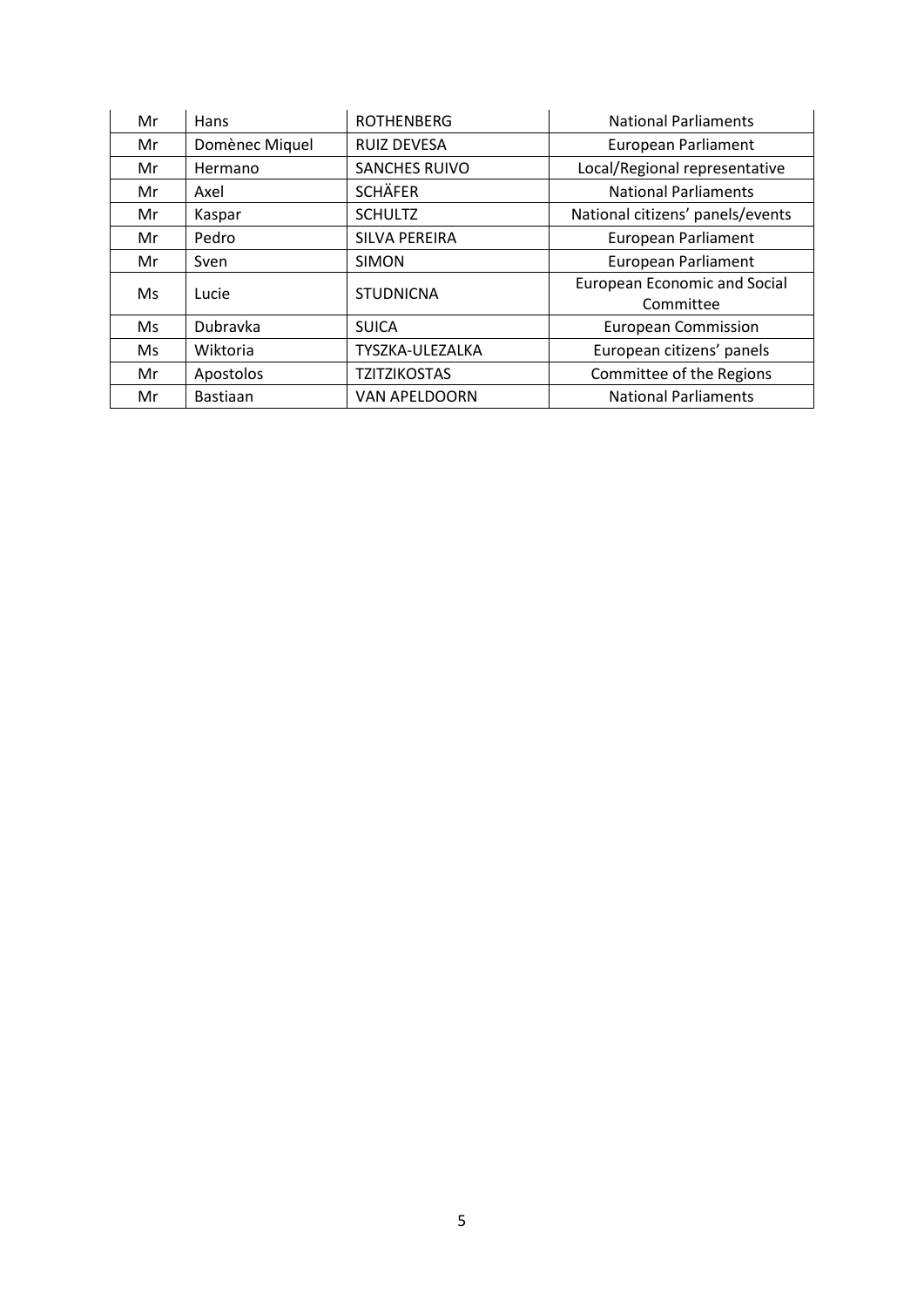| | | | |
|---|---|---|---|
| Mr | Hans | ROTHENBERG | National Parliaments |
| Mr | Domènec Miquel | RUIZ DEVESA | European Parliament |
| Mr | Hermano | SANCHES RUIVO | Local/Regional representative |
| Mr | Axel | SCHÄFER | National Parliaments |
| Mr | Kaspar | SCHULTZ | National citizens' panels/events |
| Mr | Pedro | SILVA PEREIRA | European Parliament |
| Mr | Sven | SIMON | European Parliament |
| Ms | Lucie | STUDNICNA | European Economic and Social Committee |
| Ms | Dubravka | SUICA | European Commission |
| Ms | Wiktoria | TYSZKA-ULEZALKA | European citizens' panels |
| Mr | Apostolos | TZITZIKOSTAS | Committee of the Regions |
| Mr | Bastiaan | VAN APELDOORN | National Parliaments |